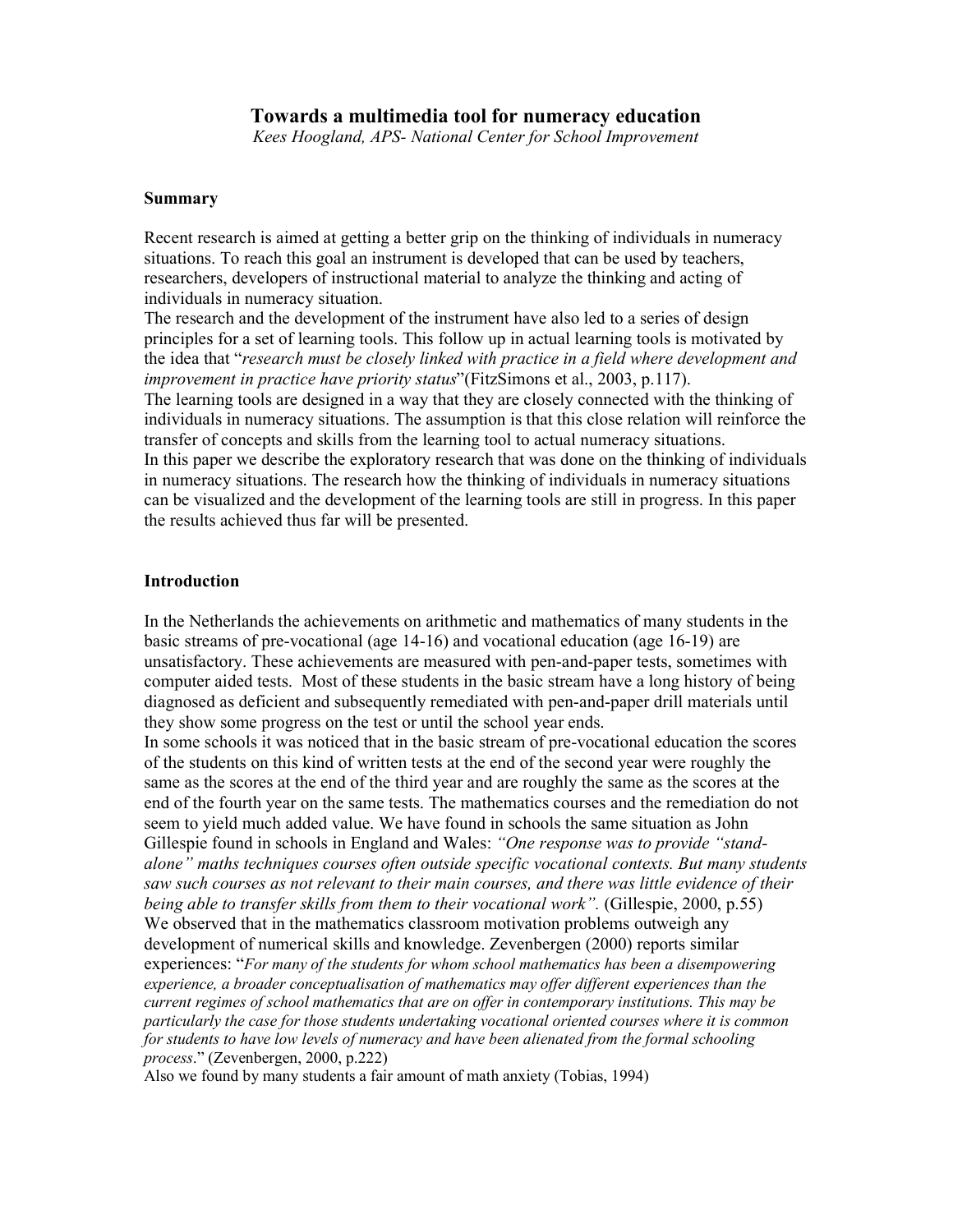# Towards a multimedia tool for numeracy education

*Kees Hoogland, APS- National Center for School Improvement*

## Summary

Recent research is aimed at getting a better grip on the thinking of individuals in numeracy situations. To reach this goal an instrument is developed that can be used by teachers, researchers, developers of instructional material to analyze the thinking and acting of individuals in numeracy situation.

The research and the development of the instrument have also led to a series of design principles for a set of learning tools. This follow up in actual learning tools is motivated by the idea that "*research must be closely linked with practice in a field where development and improvement in practice have priority status*"(FitzSimons et al., 2003, p.117).

The learning tools are designed in a way that they are closely connected with the thinking of individuals in numeracy situations. The assumption is that this close relation will reinforce the transfer of concepts and skills from the learning tool to actual numeracy situations.

In this paper we describe the exploratory research that was done on the thinking of individuals in numeracy situations. The research how the thinking of individuals in numeracy situations can be visualized and the development of the learning tools are still in progress. In this paper the results achieved thus far will be presented.

## Introduction

In the Netherlands the achievements on arithmetic and mathematics of many students in the basic streams of pre-vocational (age 14-16) and vocational education (age 16-19) are unsatisfactory. These achievements are measured with pen-and-paper tests, sometimes with computer aided tests. Most of these students in the basic stream have a long history of being diagnosed as deficient and subsequently remediated with pen-and-paper drill materials until they show some progress on the test or until the school year ends.

In some schools it was noticed that in the basic stream of pre-vocational education the scores of the students on this kind of written tests at the end of the second year were roughly the same as the scores at the end of the third year and are roughly the same as the scores at the end of the fourth year on the same tests. The mathematics courses and the remediation do not seem to yield much added value. We have found in schools the same situation as John Gillespie found in schools in England and Wales: *"One response was to provide "stand-alone" maths techniques courses often outside specific vocational contexts. But many students saw such courses as not relevant to their main courses, and there was little evidence of their being able to transfer skills from them to their vocational work".* (Gillespie, 2000, p.55)

We observed that in the mathematics classroom motivation problems outweigh any development of numerical skills and knowledge. Zevenbergen (2000) reports similar experiences: "*For many of the students for whom school mathematics has been a disempowering experience, a broader conceptualisation of mathematics may offer different experiences than the current regimes of school mathematics that are on offer in contemporary institutions. This may be particularly the case for those students undertaking vocational oriented courses where it is common for students to have low levels of numeracy and have been alienated from the formal schooling process*." (Zevenbergen, 2000, p.222)

Also we found by many students a fair amount of math anxiety (Tobias, 1994)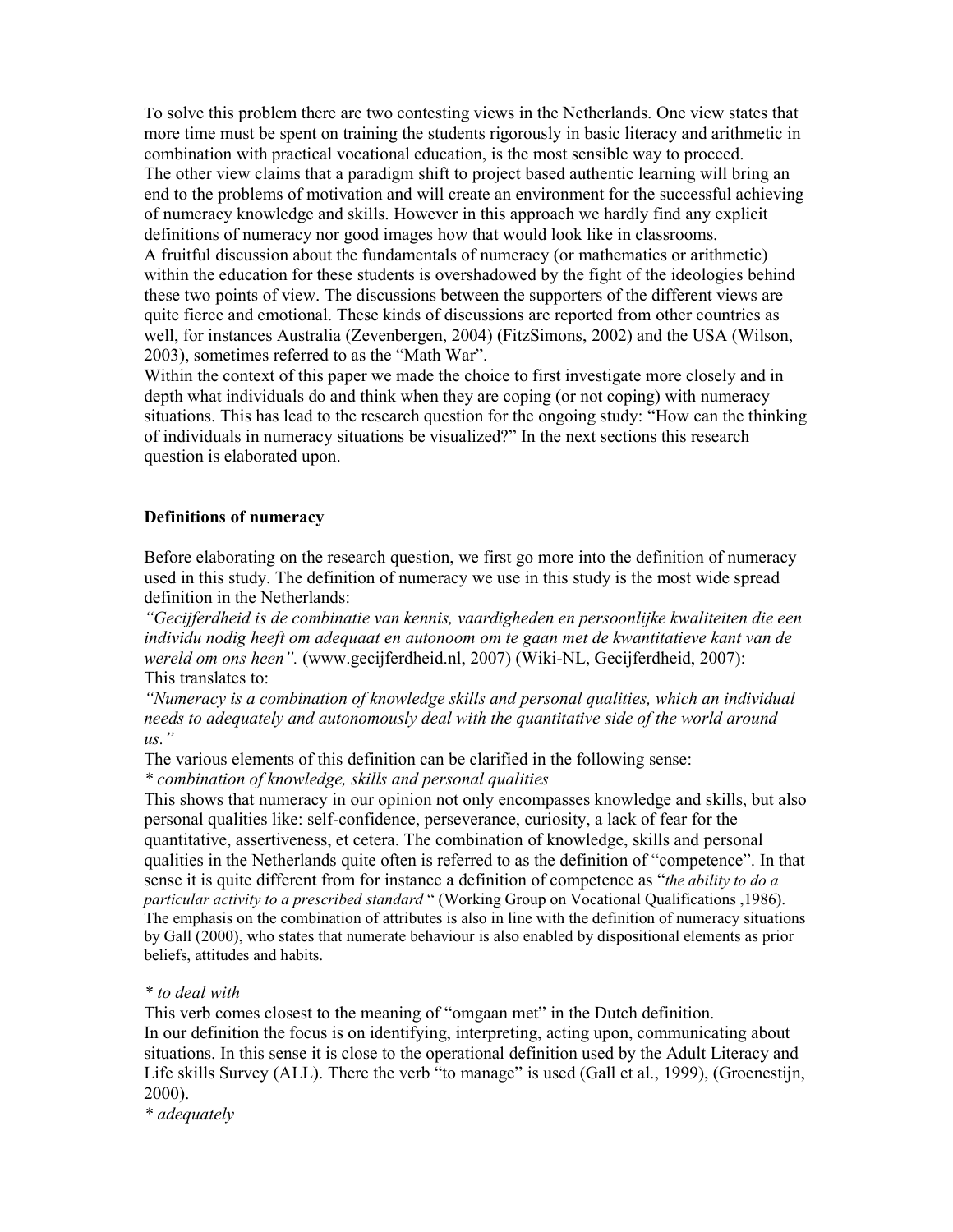To solve this problem there are two contesting views in the Netherlands. One view states that more time must be spent on training the students rigorously in basic literacy and arithmetic in combination with practical vocational education, is the most sensible way to proceed.
The other view claims that a paradigm shift to project based authentic learning will bring an end to the problems of motivation and will create an environment for the successful achieving of numeracy knowledge and skills. However in this approach we hardly find any explicit definitions of numeracy nor good images how that would look like in classrooms.
A fruitful discussion about the fundamentals of numeracy (or mathematics or arithmetic) within the education for these students is overshadowed by the fight of the ideologies behind these two points of view. The discussions between the supporters of the different views are quite fierce and emotional. These kinds of discussions are reported from other countries as well, for instances Australia (Zevenbergen, 2004) (FitzSimons, 2002) and the USA (Wilson, 2003), sometimes referred to as the "Math War".
Within the context of this paper we made the choice to first investigate more closely and in depth what individuals do and think when they are coping (or not coping) with numeracy situations. This has lead to the research question for the ongoing study: "How can the thinking of individuals in numeracy situations be visualized?" In the next sections this research question is elaborated upon.

## Definitions of numeracy

Before elaborating on the research question, we first go more into the definition of numeracy used in this study. The definition of numeracy we use in this study is the most wide spread definition in the Netherlands:
*"Gecijferdheid is de combinatie van kennis, vaardigheden en persoonlijke kwaliteiten die een individu nodig heeft om adequaat en autonoom om te gaan met de kwantitatieve kant van de wereld om ons heen".* (www.gecijferdheid.nl, 2007) (Wiki-NL, Gecijferdheid, 2007):
This translates to:
*"Numeracy is a combination of knowledge skills and personal qualities, which an individual needs to adequately and autonomously deal with the quantitative side of the world around us."*
The various elements of this definition can be clarified in the following sense:
\* *combination of knowledge, skills and personal qualities*
This shows that numeracy in our opinion not only encompasses knowledge and skills, but also personal qualities like: self-confidence, perseverance, curiosity, a lack of fear for the quantitative, assertiveness, et cetera. The combination of knowledge, skills and personal qualities in the Netherlands quite often is referred to as the definition of "competence". In that sense it is quite different from for instance a definition of competence as "*the ability to do a particular activity to a prescribed standard* " (Working Group on Vocational Qualifications ,1986). The emphasis on the combination of attributes is also in line with the definition of numeracy situations by Gall (2000), who states that numerate behaviour is also enabled by dispositional elements as prior beliefs, attitudes and habits.

\* *to deal with*
This verb comes closest to the meaning of "omgaan met" in the Dutch definition.
In our definition the focus is on identifying, interpreting, acting upon, communicating about situations. In this sense it is close to the operational definition used by the Adult Literacy and Life skills Survey (ALL). There the verb "to manage" is used (Gall et al., 1999), (Groenestijn, 2000).
\* *adequately*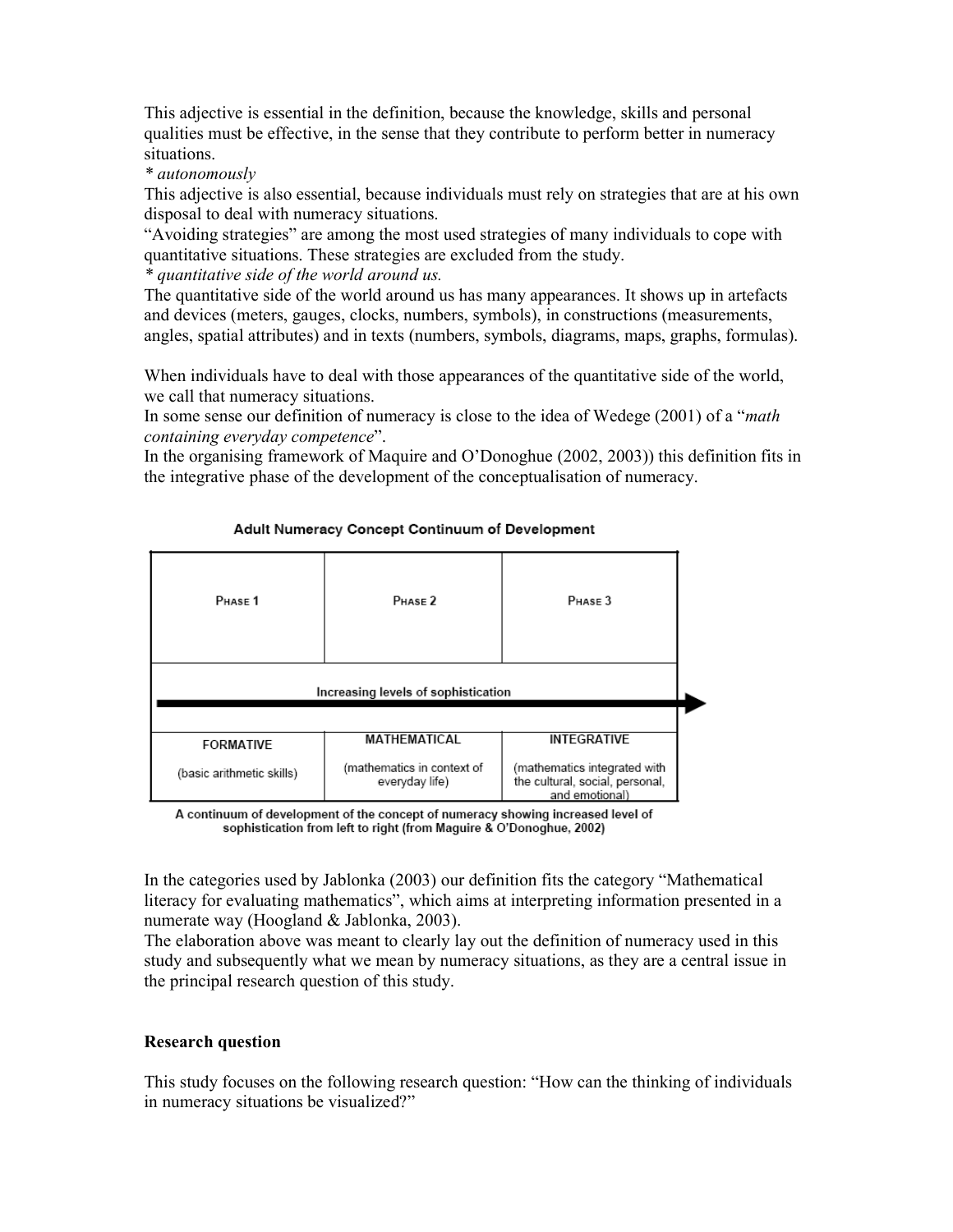This adjective is essential in the definition, because the knowledge, skills and personal qualities must be effective, in the sense that they contribute to perform better in numeracy situations.

*\* autonomously*

This adjective is also essential, because individuals must rely on strategies that are at his own disposal to deal with numeracy situations.

"Avoiding strategies" are among the most used strategies of many individuals to cope with quantitative situations. These strategies are excluded from the study.

*\* quantitative side of the world around us.*

The quantitative side of the world around us has many appearances. It shows up in artefacts and devices (meters, gauges, clocks, numbers, symbols), in constructions (measurements, angles, spatial attributes) and in texts (numbers, symbols, diagrams, maps, graphs, formulas).

When individuals have to deal with those appearances of the quantitative side of the world, we call that numeracy situations.

In some sense our definition of numeracy is close to the idea of Wedege (2001) of a "*math containing everyday competence*".

In the organising framework of Maquire and O'Donoghue (2002, 2003)) this definition fits in the integrative phase of the development of the conceptualisation of numeracy.

**Adult Numeracy Concept Continuum of Development**

| PHASE 1 | PHASE 2 | PHASE 3 |
|---|---|---|
| Increasing levels of sophistication → | | |
| FORMATIVE (basic arithmetic skills) | MATHEMATICAL (mathematics in context of everyday life) | INTEGRATIVE (mathematics integrated with the cultural, social, personal, and emotional) |

A continuum of development of the concept of numeracy showing increased level of sophistication from left to right (from Maguire & O'Donoghue, 2002)

In the categories used by Jablonka (2003) our definition fits the category "Mathematical literacy for evaluating mathematics", which aims at interpreting information presented in a numerate way (Hoogland & Jablonka, 2003).

The elaboration above was meant to clearly lay out the definition of numeracy used in this study and subsequently what we mean by numeracy situations, as they are a central issue in the principal research question of this study.

## Research question

This study focuses on the following research question: "How can the thinking of individuals in numeracy situations be visualized?"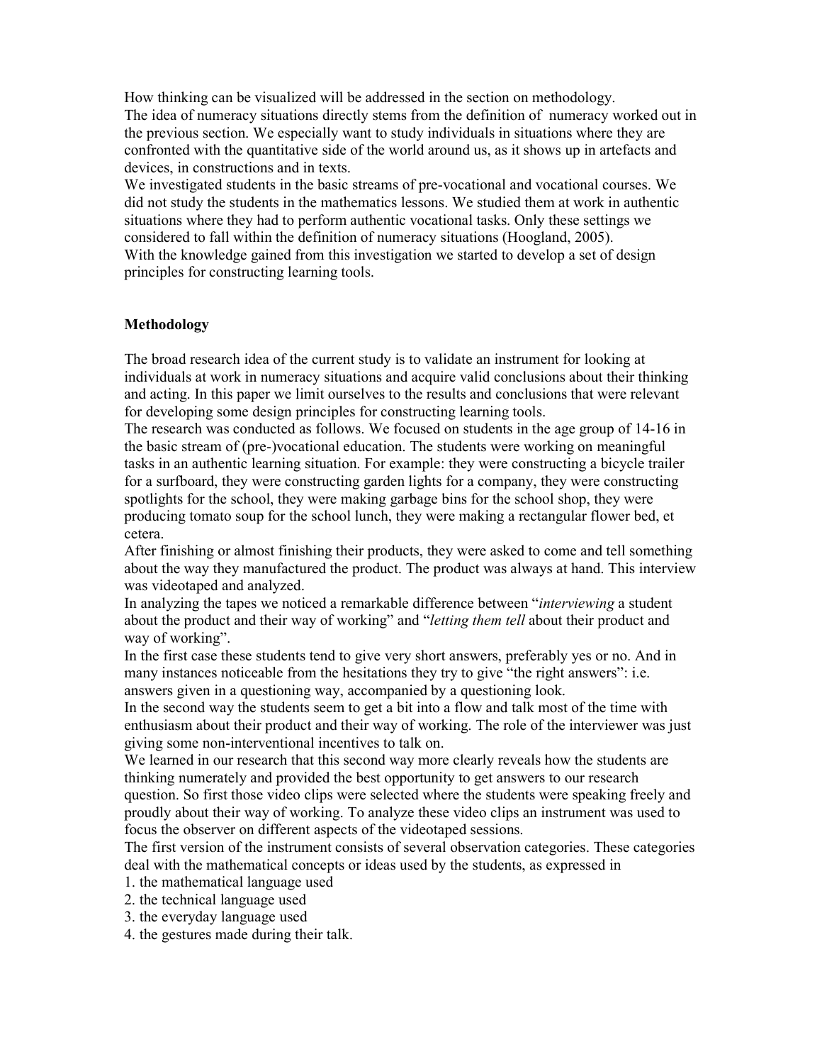How thinking can be visualized will be addressed in the section on methodology.
The idea of numeracy situations directly stems from the definition of numeracy worked out in the previous section. We especially want to study individuals in situations where they are confronted with the quantitative side of the world around us, as it shows up in artefacts and devices, in constructions and in texts.
We investigated students in the basic streams of pre-vocational and vocational courses. We did not study the students in the mathematics lessons. We studied them at work in authentic situations where they had to perform authentic vocational tasks. Only these settings we considered to fall within the definition of numeracy situations (Hoogland, 2005).
With the knowledge gained from this investigation we started to develop a set of design principles for constructing learning tools.

## Methodology

The broad research idea of the current study is to validate an instrument for looking at individuals at work in numeracy situations and acquire valid conclusions about their thinking and acting. In this paper we limit ourselves to the results and conclusions that were relevant for developing some design principles for constructing learning tools.
The research was conducted as follows. We focused on students in the age group of 14-16 in the basic stream of (pre-)vocational education. The students were working on meaningful tasks in an authentic learning situation. For example: they were constructing a bicycle trailer for a surfboard, they were constructing garden lights for a company, they were constructing spotlights for the school, they were making garbage bins for the school shop, they were producing tomato soup for the school lunch, they were making a rectangular flower bed, et cetera.
After finishing or almost finishing their products, they were asked to come and tell something about the way they manufactured the product. The product was always at hand. This interview was videotaped and analyzed.
In analyzing the tapes we noticed a remarkable difference between "*interviewing* a student about the product and their way of working" and "*letting them tell* about their product and way of working".
In the first case these students tend to give very short answers, preferably yes or no. And in many instances noticeable from the hesitations they try to give "the right answers": i.e. answers given in a questioning way, accompanied by a questioning look.
In the second way the students seem to get a bit into a flow and talk most of the time with enthusiasm about their product and their way of working. The role of the interviewer was just giving some non-interventional incentives to talk on.
We learned in our research that this second way more clearly reveals how the students are thinking numerately and provided the best opportunity to get answers to our research question. So first those video clips were selected where the students were speaking freely and proudly about their way of working. To analyze these video clips an instrument was used to focus the observer on different aspects of the videotaped sessions.
The first version of the instrument consists of several observation categories. These categories deal with the mathematical concepts or ideas used by the students, as expressed in

1. the mathematical language used
2. the technical language used
3. the everyday language used
4. the gestures made during their talk.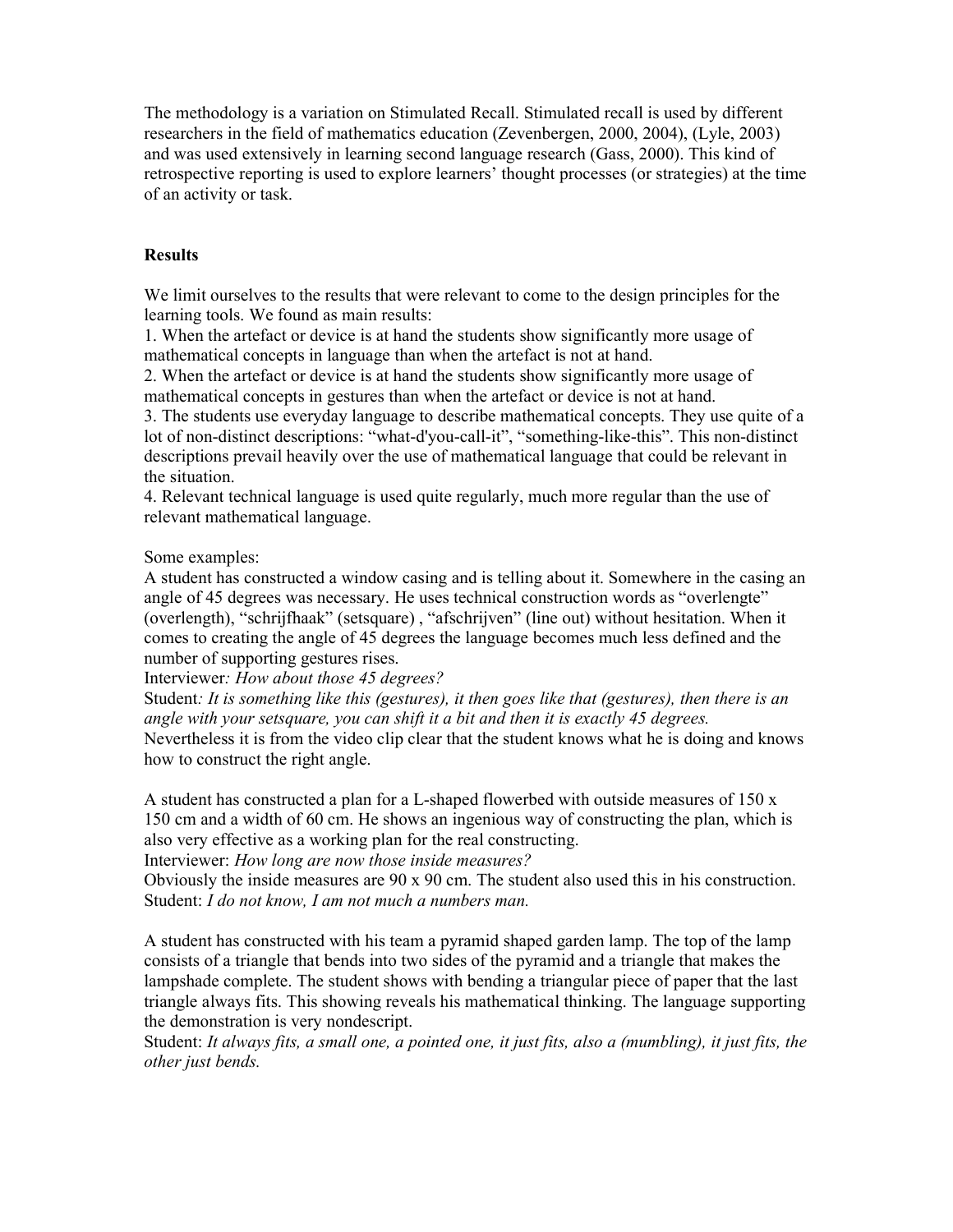The methodology is a variation on Stimulated Recall. Stimulated recall is used by different researchers in the field of mathematics education (Zevenbergen, 2000, 2004), (Lyle, 2003) and was used extensively in learning second language research (Gass, 2000). This kind of retrospective reporting is used to explore learners' thought processes (or strategies) at the time of an activity or task.

## Results

We limit ourselves to the results that were relevant to come to the design principles for the learning tools. We found as main results:

1. When the artefact or device is at hand the students show significantly more usage of mathematical concepts in language than when the artefact is not at hand.
2. When the artefact or device is at hand the students show significantly more usage of mathematical concepts in gestures than when the artefact or device is not at hand.
3. The students use everyday language to describe mathematical concepts. They use quite of a lot of non-distinct descriptions: "what-d'you-call-it", "something-like-this". This non-distinct descriptions prevail heavily over the use of mathematical language that could be relevant in the situation.
4. Relevant technical language is used quite regularly, much more regular than the use of relevant mathematical language.

Some examples:

A student has constructed a window casing and is telling about it. Somewhere in the casing an angle of 45 degrees was necessary. He uses technical construction words as "overlengte" (overlength), "schrijfhaak" (setsquare) , "afschrijven" (line out) without hesitation. When it comes to creating the angle of 45 degrees the language becomes much less defined and the number of supporting gestures rises.

Interviewer*: How about those 45 degrees?*

Student*: It is something like this (gestures), it then goes like that (gestures), then there is an angle with your setsquare, you can shift it a bit and then it is exactly 45 degrees.*

Nevertheless it is from the video clip clear that the student knows what he is doing and knows how to construct the right angle.

A student has constructed a plan for a L-shaped flowerbed with outside measures of 150 x 150 cm and a width of 60 cm. He shows an ingenious way of constructing the plan, which is also very effective as a working plan for the real constructing.

Interviewer: *How long are now those inside measures?*

Obviously the inside measures are 90 x 90 cm. The student also used this in his construction.

Student: *I do not know, I am not much a numbers man.*

A student has constructed with his team a pyramid shaped garden lamp. The top of the lamp consists of a triangle that bends into two sides of the pyramid and a triangle that makes the lampshade complete. The student shows with bending a triangular piece of paper that the last triangle always fits. This showing reveals his mathematical thinking. The language supporting the demonstration is very nondescript.

Student: *It always fits, a small one, a pointed one, it just fits, also a (mumbling), it just fits, the other just bends.*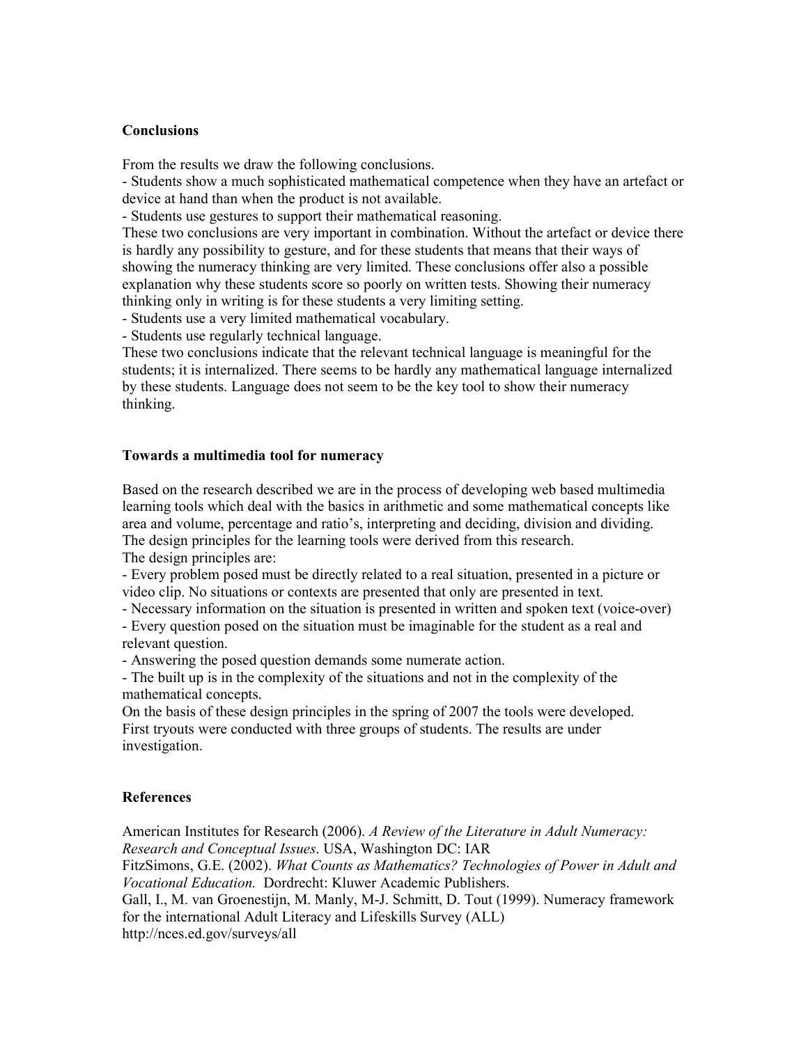## Conclusions

From the results we draw the following conclusions.

- Students show a much sophisticated mathematical competence when they have an artefact or device at hand than when the product is not available.
- Students use gestures to support their mathematical reasoning.

These two conclusions are very important in combination. Without the artefact or device there is hardly any possibility to gesture, and for these students that means that their ways of showing the numeracy thinking are very limited. These conclusions offer also a possible explanation why these students score so poorly on written tests. Showing their numeracy thinking only in writing is for these students a very limiting setting.

- Students use a very limited mathematical vocabulary.
- Students use regularly technical language.

These two conclusions indicate that the relevant technical language is meaningful for the students; it is internalized. There seems to be hardly any mathematical language internalized by these students. Language does not seem to be the key tool to show their numeracy thinking.

## Towards a multimedia tool for numeracy

Based on the research described we are in the process of developing web based multimedia learning tools which deal with the basics in arithmetic and some mathematical concepts like area and volume, percentage and ratio's, interpreting and deciding, division and dividing. The design principles for the learning tools were derived from this research.

The design principles are:

- Every problem posed must be directly related to a real situation, presented in a picture or video clip. No situations or contexts are presented that only are presented in text.
- Necessary information on the situation is presented in written and spoken text (voice-over)
- Every question posed on the situation must be imaginable for the student as a real and relevant question.
- Answering the posed question demands some numerate action.
- The built up is in the complexity of the situations and not in the complexity of the mathematical concepts.

On the basis of these design principles in the spring of 2007 the tools were developed. First tryouts were conducted with three groups of students. The results are under investigation.

## References

American Institutes for Research (2006). *A Review of the Literature in Adult Numeracy: Research and Conceptual Issues*. USA, Washington DC: IAR

FitzSimons, G.E. (2002). *What Counts as Mathematics? Technologies of Power in Adult and Vocational Education.* Dordrecht: Kluwer Academic Publishers.

Gall, I., M. van Groenestijn, M. Manly, M-J. Schmitt, D. Tout (1999). Numeracy framework for the international Adult Literacy and Lifeskills Survey (ALL) http://nces.ed.gov/surveys/all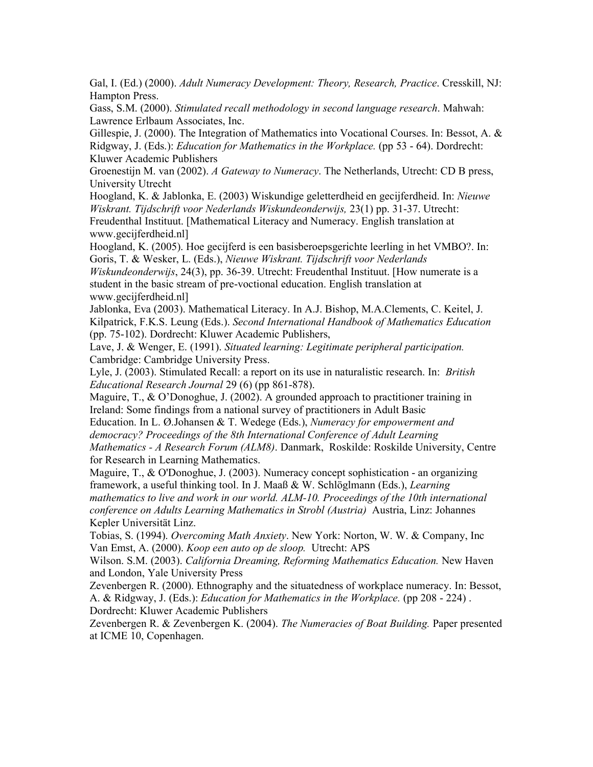Gal, I. (Ed.) (2000). *Adult Numeracy Development: Theory, Research, Practice*. Cresskill, NJ: Hampton Press.

Gass, S.M. (2000). *Stimulated recall methodology in second language research*. Mahwah: Lawrence Erlbaum Associates, Inc.

Gillespie, J. (2000). The Integration of Mathematics into Vocational Courses. In: Bessot, A. & Ridgway, J. (Eds.): *Education for Mathematics in the Workplace.* (pp 53 - 64). Dordrecht: Kluwer Academic Publishers

Groenestijn M. van (2002). *A Gateway to Numeracy*. The Netherlands, Utrecht: CD B press, University Utrecht

Hoogland, K. & Jablonka, E. (2003) Wiskundige geletterdheid en gecijferdheid. In: *Nieuwe Wiskrant. Tijdschrift voor Nederlands Wiskundeonderwijs,* 23(1) pp. 31-37. Utrecht: Freudenthal Instituut. [Mathematical Literacy and Numeracy. English translation at www.gecijferdheid.nl]

Hoogland, K. (2005). Hoe gecijferd is een basisberoepsgerichte leerling in het VMBO?. In: Goris, T. & Wesker, L. (Eds.), *Nieuwe Wiskrant. Tijdschrift voor Nederlands Wiskundeonderwijs*, 24(3), pp. 36-39. Utrecht: Freudenthal Instituut. [How numerate is a student in the basic stream of pre-voctional education. English translation at www.gecijferdheid.nl]

Jablonka, Eva (2003). Mathematical Literacy. In A.J. Bishop, M.A.Clements, C. Keitel, J. Kilpatrick, F.K.S. Leung (Eds.). *Second International Handbook of Mathematics Education* (pp. 75-102). Dordrecht: Kluwer Academic Publishers,

Lave, J. & Wenger, E. (1991). *Situated learning: Legitimate peripheral participation.* Cambridge: Cambridge University Press.

Lyle, J. (2003). Stimulated Recall: a report on its use in naturalistic research. In: *British Educational Research Journal* 29 (6) (pp 861-878).

Maguire, T., & O'Donoghue, J. (2002). A grounded approach to practitioner training in Ireland: Some findings from a national survey of practitioners in Adult Basic Education. In L. Ø.Johansen & T. Wedege (Eds.), *Numeracy for empowerment and democracy? Proceedings of the 8th International Conference of Adult Learning Mathematics - A Research Forum (ALM8)*. Danmark, Roskilde: Roskilde University, Centre for Research in Learning Mathematics.

Maguire, T., & O'Donoghue, J. (2003). Numeracy concept sophistication - an organizing framework, a useful thinking tool. In J. Maaß & W. Schlöglmann (Eds.), *Learning mathematics to live and work in our world. ALM-10. Proceedings of the 10th international conference on Adults Learning Mathematics in Strobl (Austria)* Austria, Linz: Johannes Kepler Universität Linz.

Tobias, S. (1994). *Overcoming Math Anxiety*. New York: Norton, W. W. & Company, Inc

Van Emst, A. (2000). *Koop een auto op de sloop.* Utrecht: APS

Wilson. S.M. (2003). *California Dreaming, Reforming Mathematics Education.* New Haven and London, Yale University Press

Zevenbergen R. (2000). Ethnography and the situatedness of workplace numeracy. In: Bessot, A. & Ridgway, J. (Eds.): *Education for Mathematics in the Workplace.* (pp 208 - 224) . Dordrecht: Kluwer Academic Publishers

Zevenbergen R. & Zevenbergen K. (2004). *The Numeracies of Boat Building.* Paper presented at ICME 10, Copenhagen.